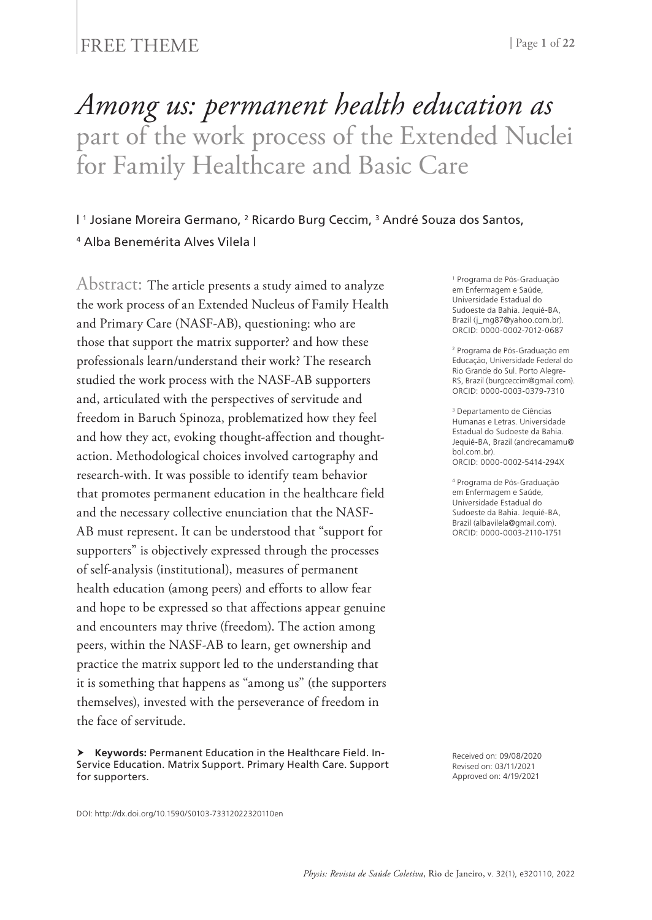FREE THEME

# *Among us: permanent health education as* part of the work process of the Extended Nuclei for Family Healthcare and Basic Care

| [1] Josiane Moreira Germano, [2] Ricardo Burg Ceccim, [3] André Souza dos Santos, [4] Alba Benemérita Alves Vilela |

[1] Programa de Pós-Graduação em Enfermagem e Saúde, Universidade Estadual do Sudoeste da Bahia. Jequié-BA, Brazil (j_mg87@yahoo.com.br). ORCID: 0000-0002-7012-0687

[2] Programa de Pós-Graduação em Educação, Universidade Federal do Rio Grande do Sul. Porto Alegre-RS, Brazil (burgceccim@gmail.com). ORCID: 0000-0003-0379-7310

[3] Departamento de Ciências Humanas e Letras. Universidade Estadual do Sudoeste da Bahia. Jequié-BA, Brazil (andrecamamu@bol.com.br). ORCID: 0000-0002-5414-294X

[4] Programa de Pós-Graduação em Enfermagem e Saúde, Universidade Estadual do Sudoeste da Bahia. Jequié-BA, Brazil (albavilela@gmail.com). ORCID: 0000-0003-2110-1751

Abstract: The article presents a study aimed to analyze the work process of an Extended Nucleus of Family Health and Primary Care (NASF-AB), questioning: who are those that support the matrix supporter? and how these professionals learn/understand their work? The research studied the work process with the NASF-AB supporters and, articulated with the perspectives of servitude and freedom in Baruch Spinoza, problematized how they feel and how they act, evoking thought-affection and thought-action. Methodological choices involved cartography and research-with. It was possible to identify team behavior that promotes permanent education in the healthcare field and the necessary collective enunciation that the NASF-AB must represent. It can be understood that "support for supporters" is objectively expressed through the processes of self-analysis (institutional), measures of permanent health education (among peers) and efforts to allow fear and hope to be expressed so that affections appear genuine and encounters may thrive (freedom). The action among peers, within the NASF-AB to learn, get ownership and practice the matrix support led to the understanding that it is something that happens as "among us" (the supporters themselves), invested with the perseverance of freedom in the face of servitude.

➤ **Keywords:** Permanent Education in the Healthcare Field. In-Service Education. Matrix Support. Primary Health Care. Support for supporters.

Received on: 09/08/2020
Revised on: 03/11/2021
Approved on: 4/19/2021

DOI: http://dx.doi.org/10.1590/S0103-73312022320110en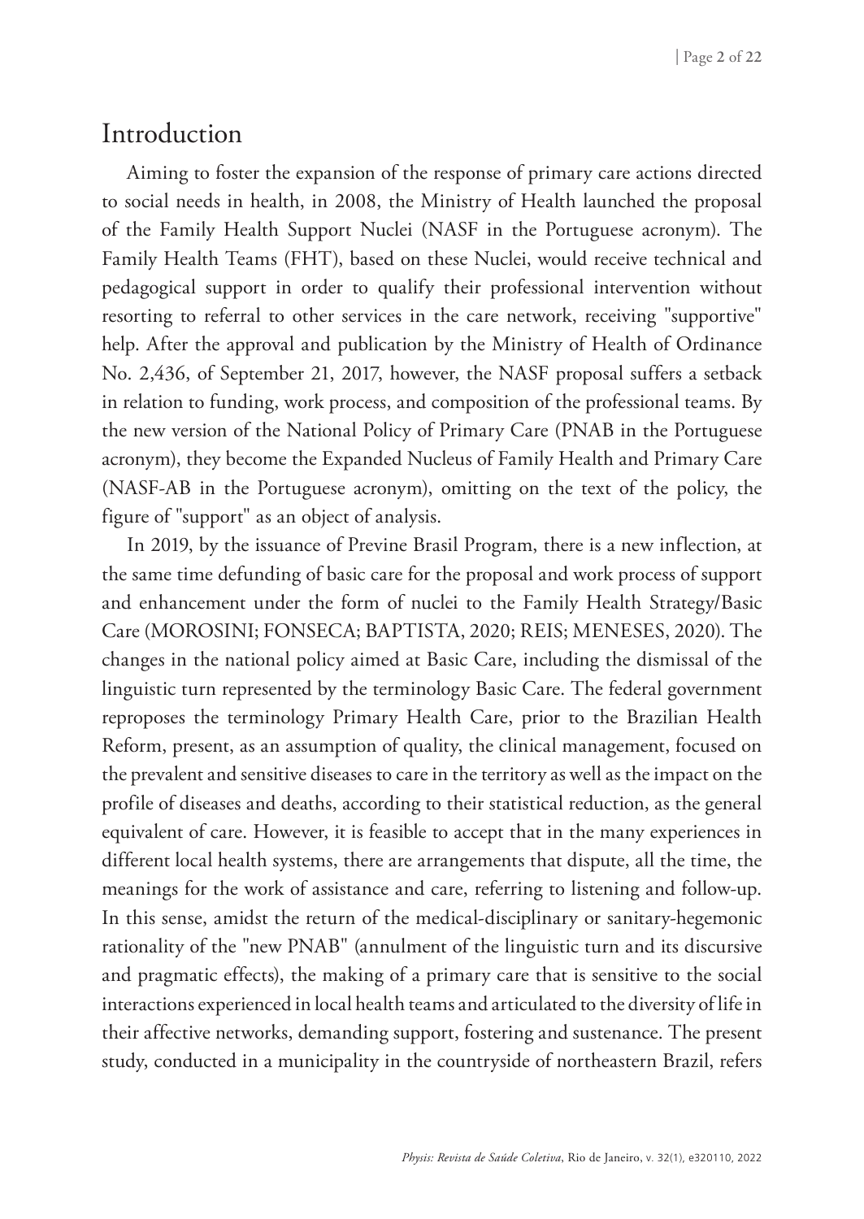# Introduction

Aiming to foster the expansion of the response of primary care actions directed to social needs in health, in 2008, the Ministry of Health launched the proposal of the Family Health Support Nuclei (NASF in the Portuguese acronym). The Family Health Teams (FHT), based on these Nuclei, would receive technical and pedagogical support in order to qualify their professional intervention without resorting to referral to other services in the care network, receiving "supportive" help. After the approval and publication by the Ministry of Health of Ordinance No. 2,436, of September 21, 2017, however, the NASF proposal suffers a setback in relation to funding, work process, and composition of the professional teams. By the new version of the National Policy of Primary Care (PNAB in the Portuguese acronym), they become the Expanded Nucleus of Family Health and Primary Care (NASF-AB in the Portuguese acronym), omitting on the text of the policy, the figure of "support" as an object of analysis.

In 2019, by the issuance of Previne Brasil Program, there is a new inflection, at the same time defunding of basic care for the proposal and work process of support and enhancement under the form of nuclei to the Family Health Strategy/Basic Care (MOROSINI; FONSECA; BAPTISTA, 2020; REIS; MENESES, 2020). The changes in the national policy aimed at Basic Care, including the dismissal of the linguistic turn represented by the terminology Basic Care. The federal government reproposes the terminology Primary Health Care, prior to the Brazilian Health Reform, present, as an assumption of quality, the clinical management, focused on the prevalent and sensitive diseases to care in the territory as well as the impact on the profile of diseases and deaths, according to their statistical reduction, as the general equivalent of care. However, it is feasible to accept that in the many experiences in different local health systems, there are arrangements that dispute, all the time, the meanings for the work of assistance and care, referring to listening and follow-up. In this sense, amidst the return of the medical-disciplinary or sanitary-hegemonic rationality of the "new PNAB" (annulment of the linguistic turn and its discursive and pragmatic effects), the making of a primary care that is sensitive to the social interactions experienced in local health teams and articulated to the diversity of life in their affective networks, demanding support, fostering and sustenance. The present study, conducted in a municipality in the countryside of northeastern Brazil, refers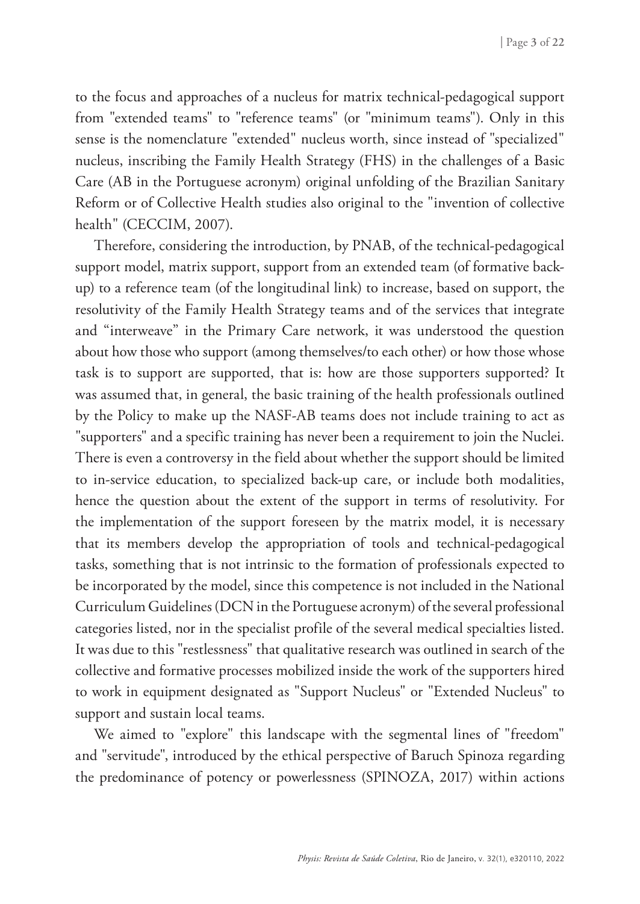to the focus and approaches of a nucleus for matrix technical-pedagogical support from "extended teams" to "reference teams" (or "minimum teams"). Only in this sense is the nomenclature "extended" nucleus worth, since instead of "specialized" nucleus, inscribing the Family Health Strategy (FHS) in the challenges of a Basic Care (AB in the Portuguese acronym) original unfolding of the Brazilian Sanitary Reform or of Collective Health studies also original to the "invention of collective health" (CECCIM, 2007).

Therefore, considering the introduction, by PNAB, of the technical-pedagogical support model, matrix support, support from an extended team (of formative back-up) to a reference team (of the longitudinal link) to increase, based on support, the resolutivity of the Family Health Strategy teams and of the services that integrate and "interweave" in the Primary Care network, it was understood the question about how those who support (among themselves/to each other) or how those whose task is to support are supported, that is: how are those supporters supported? It was assumed that, in general, the basic training of the health professionals outlined by the Policy to make up the NASF-AB teams does not include training to act as "supporters" and a specific training has never been a requirement to join the Nuclei. There is even a controversy in the field about whether the support should be limited to in-service education, to specialized back-up care, or include both modalities, hence the question about the extent of the support in terms of resolutivity. For the implementation of the support foreseen by the matrix model, it is necessary that its members develop the appropriation of tools and technical-pedagogical tasks, something that is not intrinsic to the formation of professionals expected to be incorporated by the model, since this competence is not included in the National Curriculum Guidelines (DCN in the Portuguese acronym) of the several professional categories listed, nor in the specialist profile of the several medical specialties listed. It was due to this "restlessness" that qualitative research was outlined in search of the collective and formative processes mobilized inside the work of the supporters hired to work in equipment designated as "Support Nucleus" or "Extended Nucleus" to support and sustain local teams.

We aimed to "explore" this landscape with the segmental lines of "freedom" and "servitude", introduced by the ethical perspective of Baruch Spinoza regarding the predominance of potency or powerlessness (SPINOZA, 2017) within actions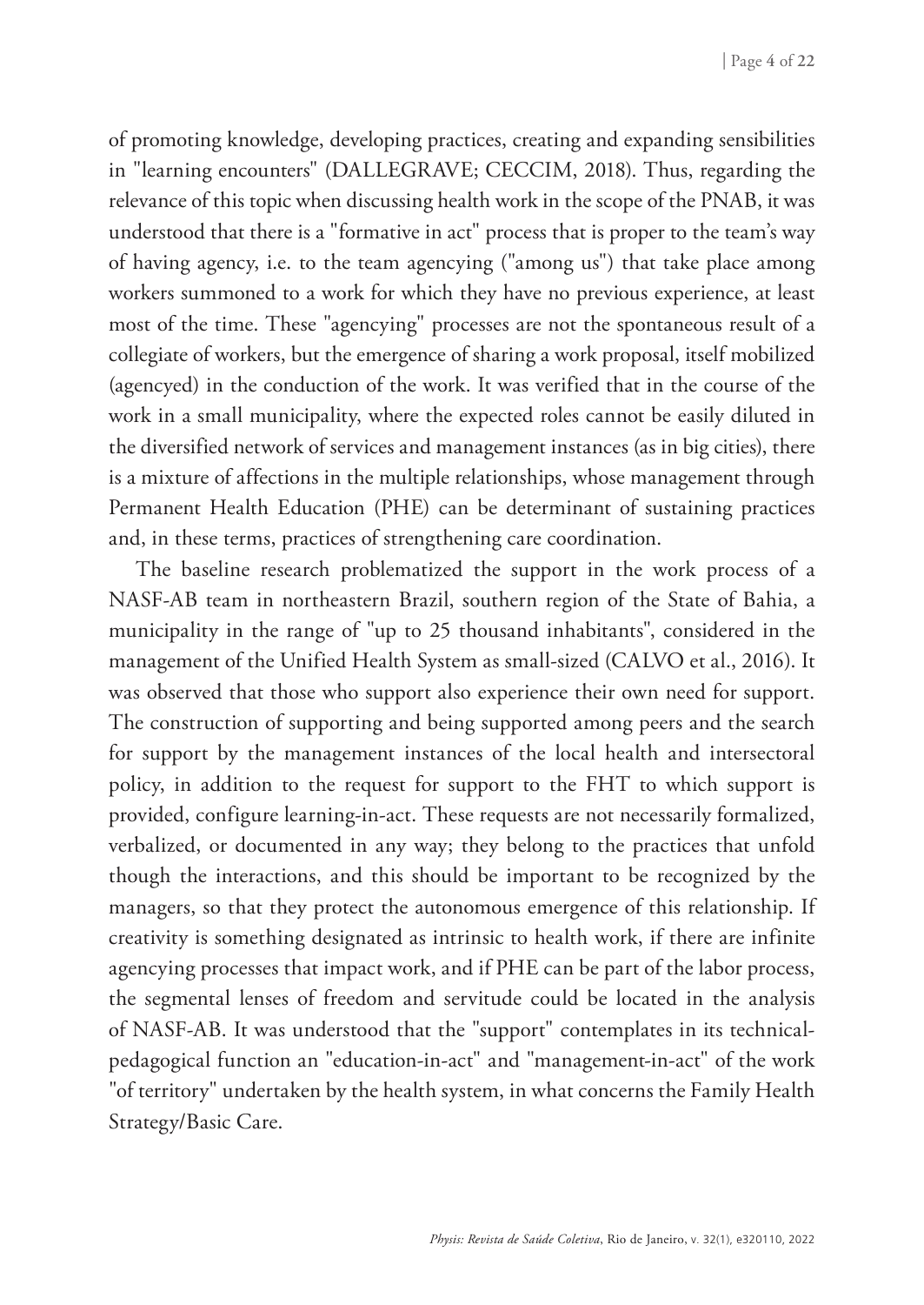of promoting knowledge, developing practices, creating and expanding sensibilities in "learning encounters" (DALLEGRAVE; CECCIM, 2018). Thus, regarding the relevance of this topic when discussing health work in the scope of the PNAB, it was understood that there is a "formative in act" process that is proper to the team's way of having agency, i.e. to the team agencying ("among us") that take place among workers summoned to a work for which they have no previous experience, at least most of the time. These "agencying" processes are not the spontaneous result of a collegiate of workers, but the emergence of sharing a work proposal, itself mobilized (agencyed) in the conduction of the work. It was verified that in the course of the work in a small municipality, where the expected roles cannot be easily diluted in the diversified network of services and management instances (as in big cities), there is a mixture of affections in the multiple relationships, whose management through Permanent Health Education (PHE) can be determinant of sustaining practices and, in these terms, practices of strengthening care coordination.

The baseline research problematized the support in the work process of a NASF-AB team in northeastern Brazil, southern region of the State of Bahia, a municipality in the range of "up to 25 thousand inhabitants", considered in the management of the Unified Health System as small-sized (CALVO et al., 2016). It was observed that those who support also experience their own need for support. The construction of supporting and being supported among peers and the search for support by the management instances of the local health and intersectoral policy, in addition to the request for support to the FHT to which support is provided, configure learning-in-act. These requests are not necessarily formalized, verbalized, or documented in any way; they belong to the practices that unfold though the interactions, and this should be important to be recognized by the managers, so that they protect the autonomous emergence of this relationship. If creativity is something designated as intrinsic to health work, if there are infinite agencying processes that impact work, and if PHE can be part of the labor process, the segmental lenses of freedom and servitude could be located in the analysis of NASF-AB. It was understood that the "support" contemplates in its technical-pedagogical function an "education-in-act" and "management-in-act" of the work "of territory" undertaken by the health system, in what concerns the Family Health Strategy/Basic Care.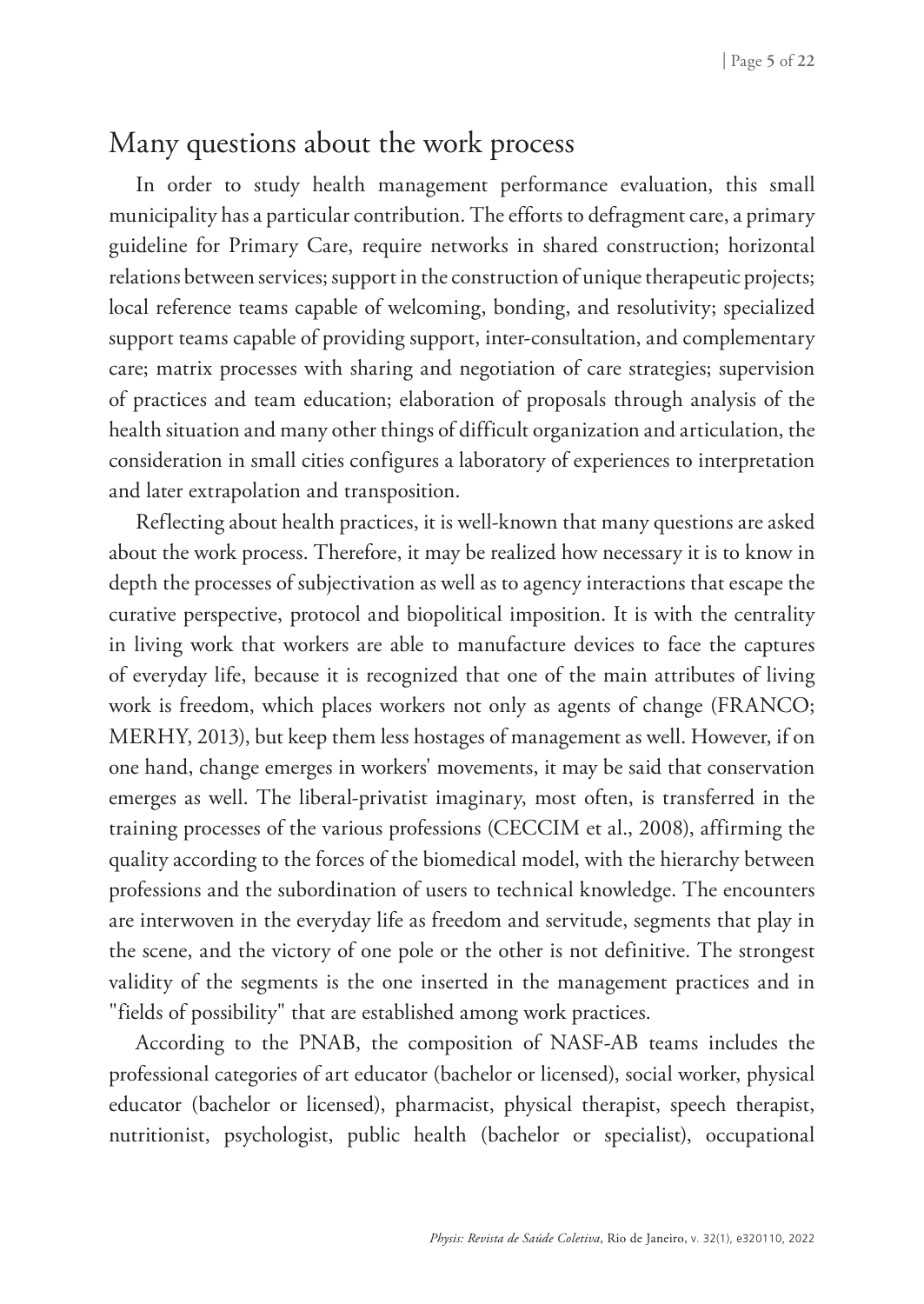## Many questions about the work process

In order to study health management performance evaluation, this small municipality has a particular contribution. The efforts to defragment care, a primary guideline for Primary Care, require networks in shared construction; horizontal relations between services; support in the construction of unique therapeutic projects; local reference teams capable of welcoming, bonding, and resolutivity; specialized support teams capable of providing support, inter-consultation, and complementary care; matrix processes with sharing and negotiation of care strategies; supervision of practices and team education; elaboration of proposals through analysis of the health situation and many other things of difficult organization and articulation, the consideration in small cities configures a laboratory of experiences to interpretation and later extrapolation and transposition.

Reflecting about health practices, it is well-known that many questions are asked about the work process. Therefore, it may be realized how necessary it is to know in depth the processes of subjectivation as well as to agency interactions that escape the curative perspective, protocol and biopolitical imposition. It is with the centrality in living work that workers are able to manufacture devices to face the captures of everyday life, because it is recognized that one of the main attributes of living work is freedom, which places workers not only as agents of change (FRANCO; MERHY, 2013), but keep them less hostages of management as well. However, if on one hand, change emerges in workers' movements, it may be said that conservation emerges as well. The liberal-privatist imaginary, most often, is transferred in the training processes of the various professions (CECCIM et al., 2008), affirming the quality according to the forces of the biomedical model, with the hierarchy between professions and the subordination of users to technical knowledge. The encounters are interwoven in the everyday life as freedom and servitude, segments that play in the scene, and the victory of one pole or the other is not definitive. The strongest validity of the segments is the one inserted in the management practices and in "fields of possibility" that are established among work practices.

According to the PNAB, the composition of NASF-AB teams includes the professional categories of art educator (bachelor or licensed), social worker, physical educator (bachelor or licensed), pharmacist, physical therapist, speech therapist, nutritionist, psychologist, public health (bachelor or specialist), occupational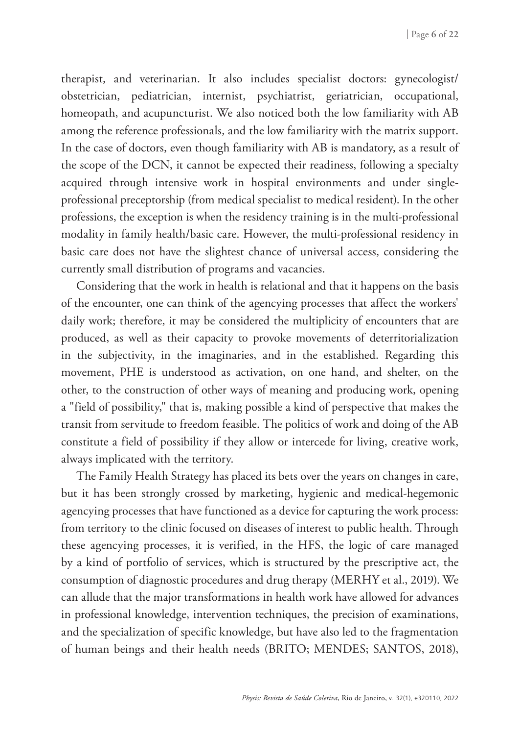therapist, and veterinarian. It also includes specialist doctors: gynecologist/obstetrician, pediatrician, internist, psychiatrist, geriatrician, occupational, homeopath, and acupuncturist. We also noticed both the low familiarity with AB among the reference professionals, and the low familiarity with the matrix support. In the case of doctors, even though familiarity with AB is mandatory, as a result of the scope of the DCN, it cannot be expected their readiness, following a specialty acquired through intensive work in hospital environments and under single-professional preceptorship (from medical specialist to medical resident). In the other professions, the exception is when the residency training is in the multi-professional modality in family health/basic care. However, the multi-professional residency in basic care does not have the slightest chance of universal access, considering the currently small distribution of programs and vacancies.

Considering that the work in health is relational and that it happens on the basis of the encounter, one can think of the agencying processes that affect the workers' daily work; therefore, it may be considered the multiplicity of encounters that are produced, as well as their capacity to provoke movements of deterritorialization in the subjectivity, in the imaginaries, and in the established. Regarding this movement, PHE is understood as activation, on one hand, and shelter, on the other, to the construction of other ways of meaning and producing work, opening a "field of possibility," that is, making possible a kind of perspective that makes the transit from servitude to freedom feasible. The politics of work and doing of the AB constitute a field of possibility if they allow or intercede for living, creative work, always implicated with the territory.

The Family Health Strategy has placed its bets over the years on changes in care, but it has been strongly crossed by marketing, hygienic and medical-hegemonic agencying processes that have functioned as a device for capturing the work process: from territory to the clinic focused on diseases of interest to public health. Through these agencying processes, it is verified, in the HFS, the logic of care managed by a kind of portfolio of services, which is structured by the prescriptive act, the consumption of diagnostic procedures and drug therapy (MERHY et al., 2019). We can allude that the major transformations in health work have allowed for advances in professional knowledge, intervention techniques, the precision of examinations, and the specialization of specific knowledge, but have also led to the fragmentation of human beings and their health needs (BRITO; MENDES; SANTOS, 2018),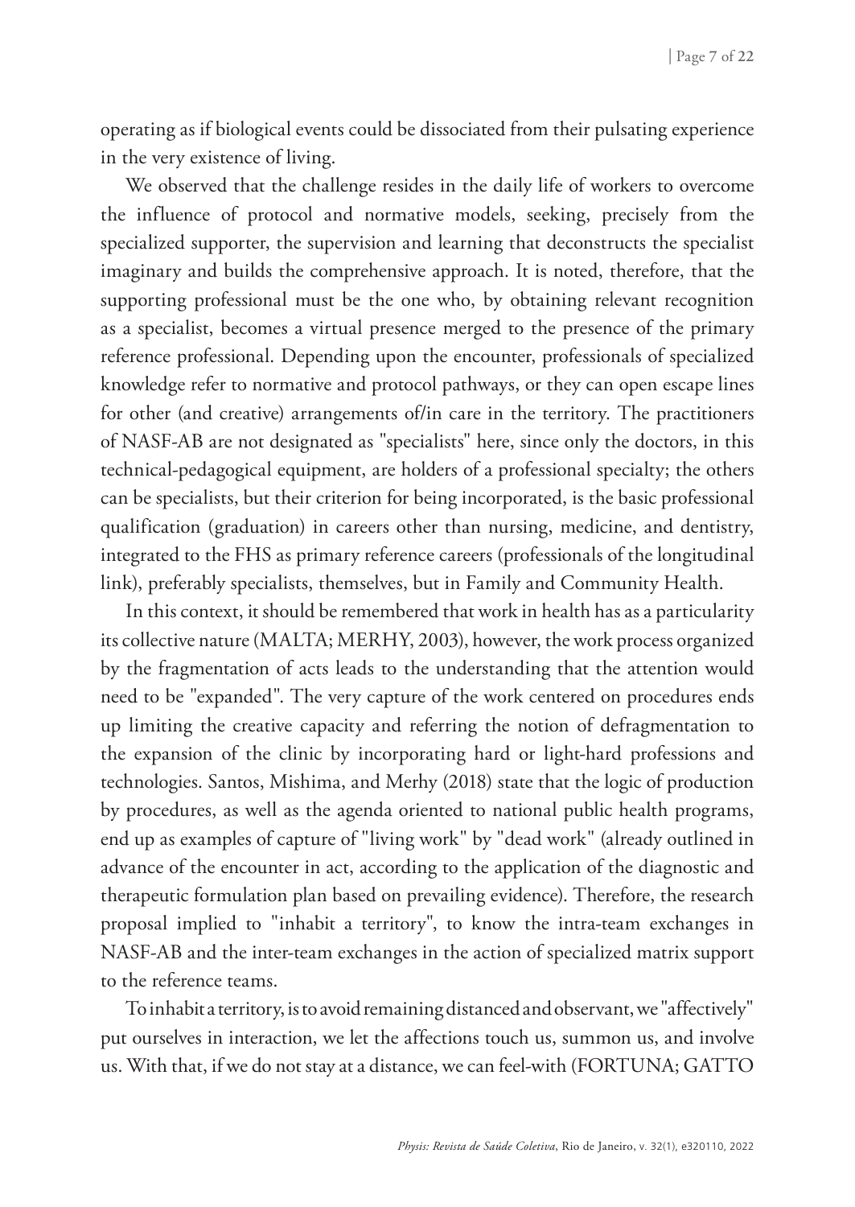operating as if biological events could be dissociated from their pulsating experience in the very existence of living.

We observed that the challenge resides in the daily life of workers to overcome the influence of protocol and normative models, seeking, precisely from the specialized supporter, the supervision and learning that deconstructs the specialist imaginary and builds the comprehensive approach. It is noted, therefore, that the supporting professional must be the one who, by obtaining relevant recognition as a specialist, becomes a virtual presence merged to the presence of the primary reference professional. Depending upon the encounter, professionals of specialized knowledge refer to normative and protocol pathways, or they can open escape lines for other (and creative) arrangements of/in care in the territory. The practitioners of NASF-AB are not designated as "specialists" here, since only the doctors, in this technical-pedagogical equipment, are holders of a professional specialty; the others can be specialists, but their criterion for being incorporated, is the basic professional qualification (graduation) in careers other than nursing, medicine, and dentistry, integrated to the FHS as primary reference careers (professionals of the longitudinal link), preferably specialists, themselves, but in Family and Community Health.

In this context, it should be remembered that work in health has as a particularity its collective nature (MALTA; MERHY, 2003), however, the work process organized by the fragmentation of acts leads to the understanding that the attention would need to be "expanded". The very capture of the work centered on procedures ends up limiting the creative capacity and referring the notion of defragmentation to the expansion of the clinic by incorporating hard or light-hard professions and technologies. Santos, Mishima, and Merhy (2018) state that the logic of production by procedures, as well as the agenda oriented to national public health programs, end up as examples of capture of "living work" by "dead work" (already outlined in advance of the encounter in act, according to the application of the diagnostic and therapeutic formulation plan based on prevailing evidence). Therefore, the research proposal implied to "inhabit a territory", to know the intra-team exchanges in NASF-AB and the inter-team exchanges in the action of specialized matrix support to the reference teams.

To inhabit a territory, is to avoid remaining distanced and observant, we "affectively" put ourselves in interaction, we let the affections touch us, summon us, and involve us. With that, if we do not stay at a distance, we can feel-with (FORTUNA; GATTO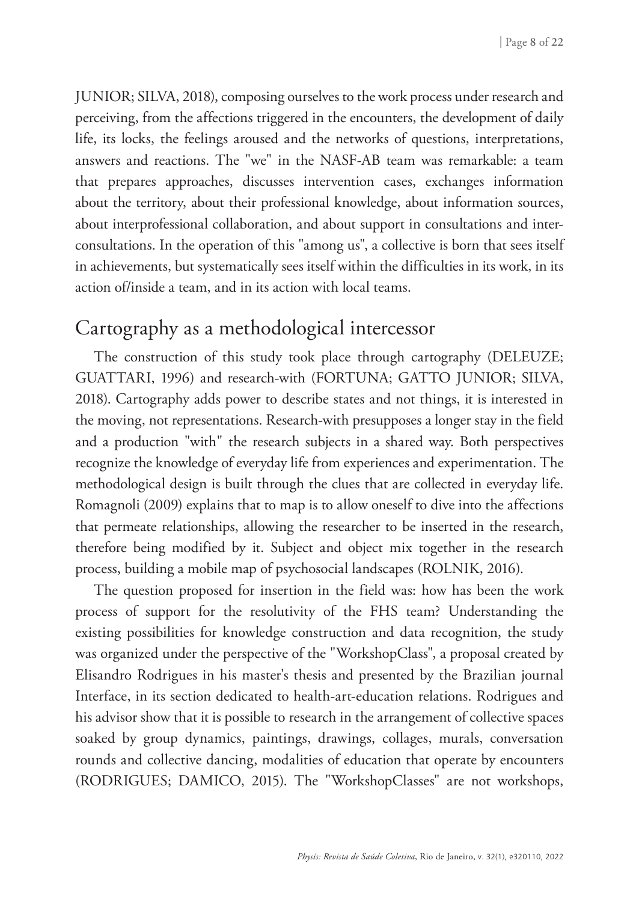JUNIOR; SILVA, 2018), composing ourselves to the work process under research and perceiving, from the affections triggered in the encounters, the development of daily life, its locks, the feelings aroused and the networks of questions, interpretations, answers and reactions. The "we" in the NASF-AB team was remarkable: a team that prepares approaches, discusses intervention cases, exchanges information about the territory, about their professional knowledge, about information sources, about interprofessional collaboration, and about support in consultations and inter-consultations. In the operation of this "among us", a collective is born that sees itself in achievements, but systematically sees itself within the difficulties in its work, in its action of/inside a team, and in its action with local teams.

## Cartography as a methodological intercessor

The construction of this study took place through cartography (DELEUZE; GUATTARI, 1996) and research-with (FORTUNA; GATTO JUNIOR; SILVA, 2018). Cartography adds power to describe states and not things, it is interested in the moving, not representations. Research-with presupposes a longer stay in the field and a production "with" the research subjects in a shared way. Both perspectives recognize the knowledge of everyday life from experiences and experimentation. The methodological design is built through the clues that are collected in everyday life. Romagnoli (2009) explains that to map is to allow oneself to dive into the affections that permeate relationships, allowing the researcher to be inserted in the research, therefore being modified by it. Subject and object mix together in the research process, building a mobile map of psychosocial landscapes (ROLNIK, 2016).

The question proposed for insertion in the field was: how has been the work process of support for the resolutivity of the FHS team? Understanding the existing possibilities for knowledge construction and data recognition, the study was organized under the perspective of the "WorkshopClass", a proposal created by Elisandro Rodrigues in his master's thesis and presented by the Brazilian journal Interface, in its section dedicated to health-art-education relations. Rodrigues and his advisor show that it is possible to research in the arrangement of collective spaces soaked by group dynamics, paintings, drawings, collages, murals, conversation rounds and collective dancing, modalities of education that operate by encounters (RODRIGUES; DAMICO, 2015). The "WorkshopClasses" are not workshops,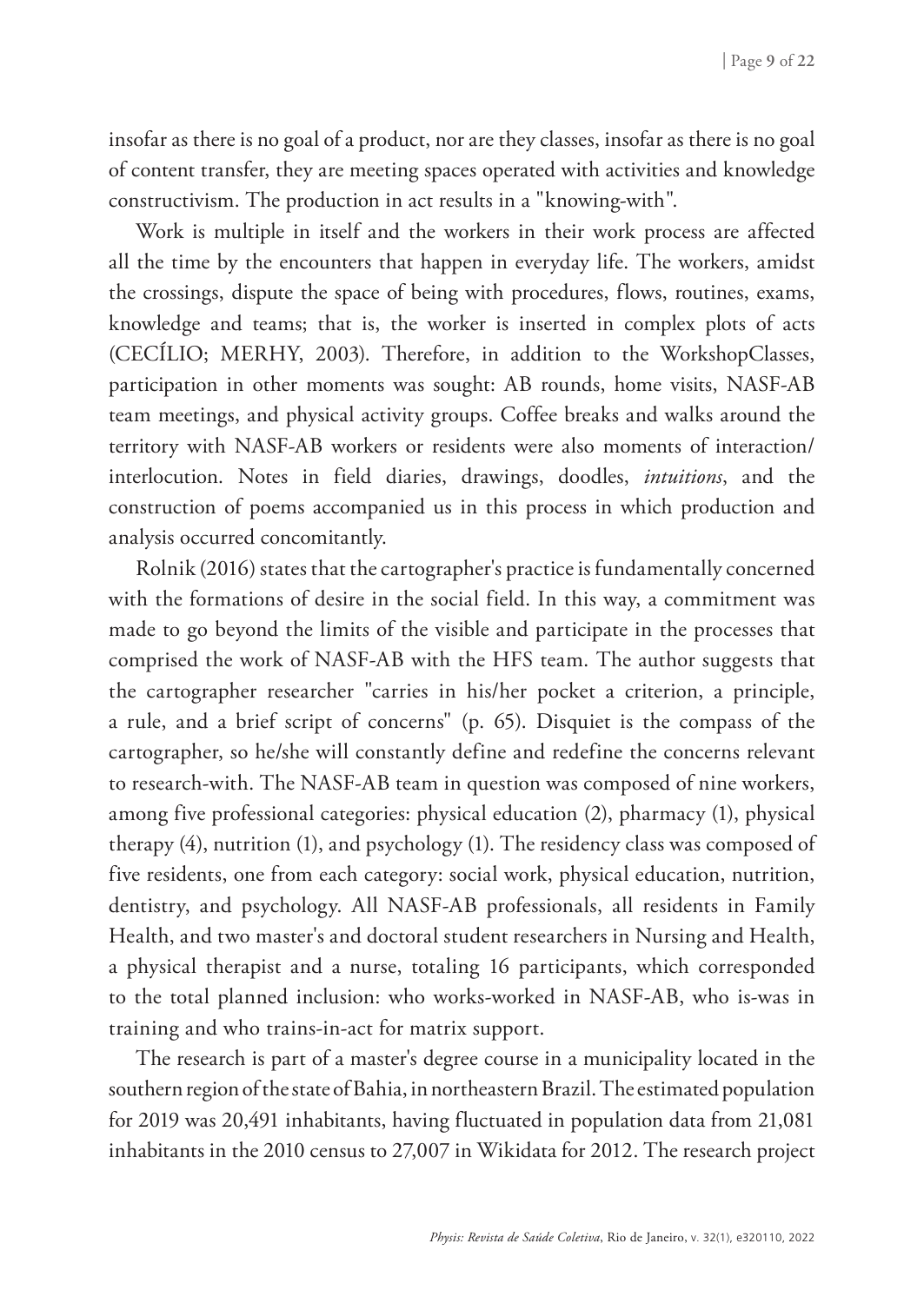insofar as there is no goal of a product, nor are they classes, insofar as there is no goal of content transfer, they are meeting spaces operated with activities and knowledge constructivism. The production in act results in a "knowing-with".

Work is multiple in itself and the workers in their work process are affected all the time by the encounters that happen in everyday life. The workers, amidst the crossings, dispute the space of being with procedures, flows, routines, exams, knowledge and teams; that is, the worker is inserted in complex plots of acts (CECÍLIO; MERHY, 2003). Therefore, in addition to the WorkshopClasses, participation in other moments was sought: AB rounds, home visits, NASF-AB team meetings, and physical activity groups. Coffee breaks and walks around the territory with NASF-AB workers or residents were also moments of interaction/interlocution. Notes in field diaries, drawings, doodles, *intuitions*, and the construction of poems accompanied us in this process in which production and analysis occurred concomitantly.

Rolnik (2016) states that the cartographer's practice is fundamentally concerned with the formations of desire in the social field. In this way, a commitment was made to go beyond the limits of the visible and participate in the processes that comprised the work of NASF-AB with the HFS team. The author suggests that the cartographer researcher "carries in his/her pocket a criterion, a principle, a rule, and a brief script of concerns" (p. 65). Disquiet is the compass of the cartographer, so he/she will constantly define and redefine the concerns relevant to research-with. The NASF-AB team in question was composed of nine workers, among five professional categories: physical education (2), pharmacy (1), physical therapy (4), nutrition (1), and psychology (1). The residency class was composed of five residents, one from each category: social work, physical education, nutrition, dentistry, and psychology. All NASF-AB professionals, all residents in Family Health, and two master's and doctoral student researchers in Nursing and Health, a physical therapist and a nurse, totaling 16 participants, which corresponded to the total planned inclusion: who works-worked in NASF-AB, who is-was in training and who trains-in-act for matrix support.

The research is part of a master's degree course in a municipality located in the southern region of the state of Bahia, in northeastern Brazil. The estimated population for 2019 was 20,491 inhabitants, having fluctuated in population data from 21,081 inhabitants in the 2010 census to 27,007 in Wikidata for 2012. The research project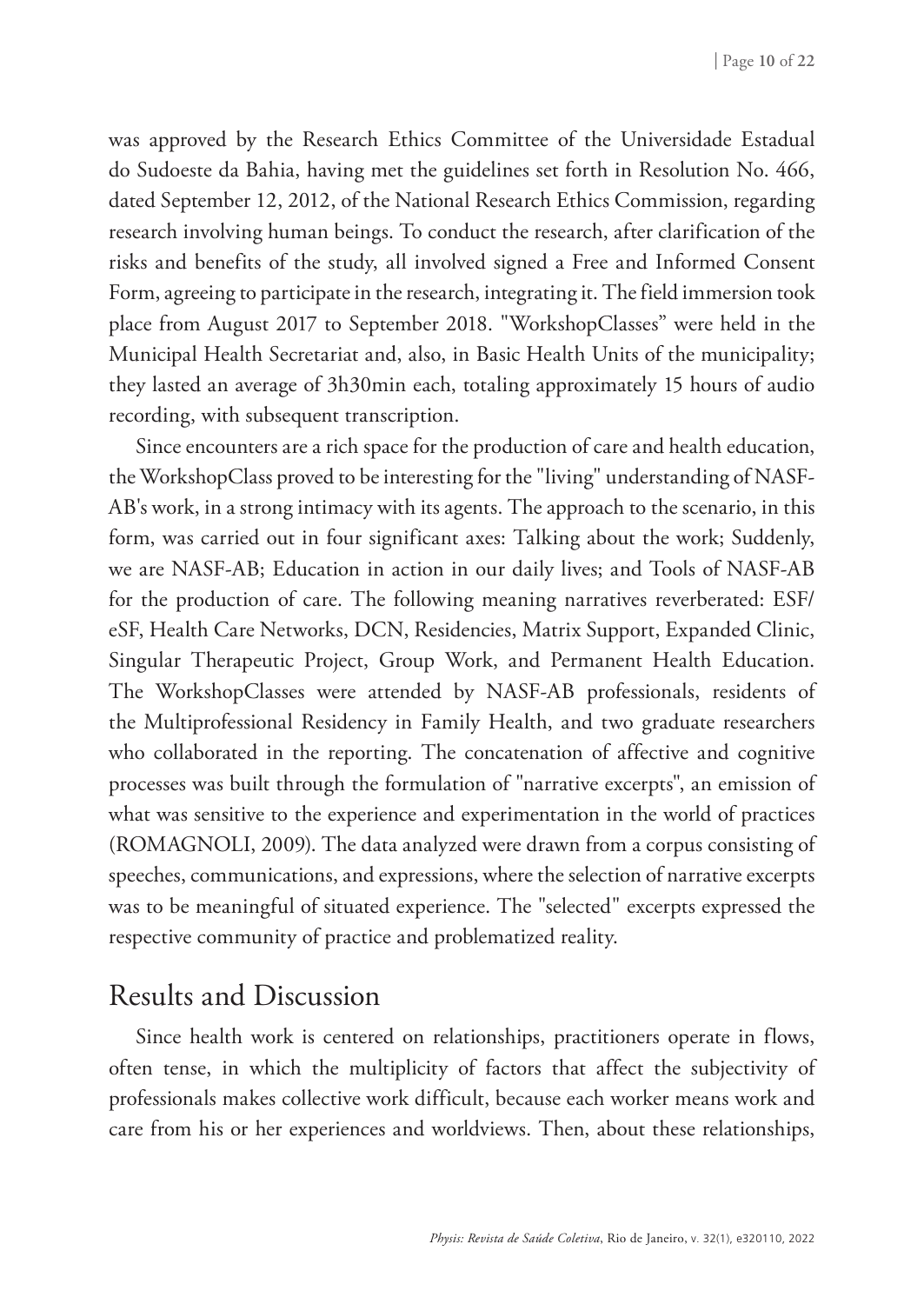was approved by the Research Ethics Committee of the Universidade Estadual do Sudoeste da Bahia, having met the guidelines set forth in Resolution No. 466, dated September 12, 2012, of the National Research Ethics Commission, regarding research involving human beings. To conduct the research, after clarification of the risks and benefits of the study, all involved signed a Free and Informed Consent Form, agreeing to participate in the research, integrating it. The field immersion took place from August 2017 to September 2018. "WorkshopClasses" were held in the Municipal Health Secretariat and, also, in Basic Health Units of the municipality; they lasted an average of 3h30min each, totaling approximately 15 hours of audio recording, with subsequent transcription.

Since encounters are a rich space for the production of care and health education, the WorkshopClass proved to be interesting for the "living" understanding of NASF-AB's work, in a strong intimacy with its agents. The approach to the scenario, in this form, was carried out in four significant axes: Talking about the work; Suddenly, we are NASF-AB; Education in action in our daily lives; and Tools of NASF-AB for the production of care. The following meaning narratives reverberated: ESF/eSF, Health Care Networks, DCN, Residencies, Matrix Support, Expanded Clinic, Singular Therapeutic Project, Group Work, and Permanent Health Education. The WorkshopClasses were attended by NASF-AB professionals, residents of the Multiprofessional Residency in Family Health, and two graduate researchers who collaborated in the reporting. The concatenation of affective and cognitive processes was built through the formulation of "narrative excerpts", an emission of what was sensitive to the experience and experimentation in the world of practices (ROMAGNOLI, 2009). The data analyzed were drawn from a corpus consisting of speeches, communications, and expressions, where the selection of narrative excerpts was to be meaningful of situated experience. The "selected" excerpts expressed the respective community of practice and problematized reality.

## Results and Discussion

Since health work is centered on relationships, practitioners operate in flows, often tense, in which the multiplicity of factors that affect the subjectivity of professionals makes collective work difficult, because each worker means work and care from his or her experiences and worldviews. Then, about these relationships,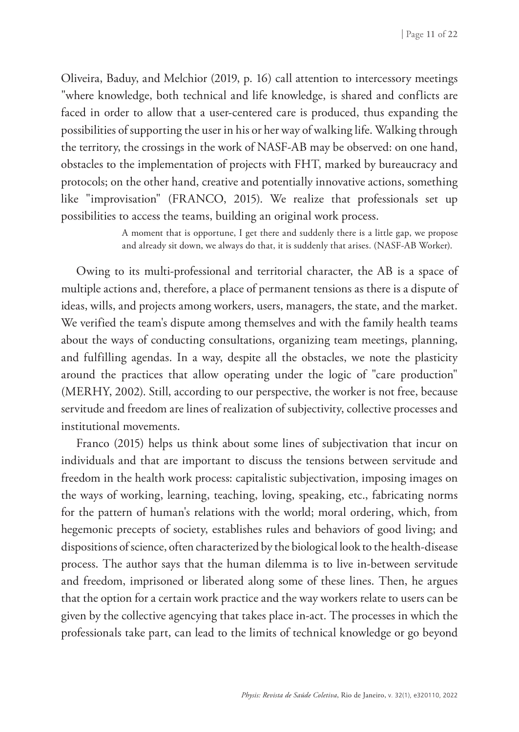Oliveira, Baduy, and Melchior (2019, p. 16) call attention to intercessory meetings "where knowledge, both technical and life knowledge, is shared and conflicts are faced in order to allow that a user-centered care is produced, thus expanding the possibilities of supporting the user in his or her way of walking life. Walking through the territory, the crossings in the work of NASF-AB may be observed: on one hand, obstacles to the implementation of projects with FHT, marked by bureaucracy and protocols; on the other hand, creative and potentially innovative actions, something like "improvisation" (FRANCO, 2015). We realize that professionals set up possibilities to access the teams, building an original work process.

> A moment that is opportune, I get there and suddenly there is a little gap, we propose and already sit down, we always do that, it is suddenly that arises. (NASF-AB Worker).

Owing to its multi-professional and territorial character, the AB is a space of multiple actions and, therefore, a place of permanent tensions as there is a dispute of ideas, wills, and projects among workers, users, managers, the state, and the market. We verified the team's dispute among themselves and with the family health teams about the ways of conducting consultations, organizing team meetings, planning, and fulfilling agendas. In a way, despite all the obstacles, we note the plasticity around the practices that allow operating under the logic of "care production" (MERHY, 2002). Still, according to our perspective, the worker is not free, because servitude and freedom are lines of realization of subjectivity, collective processes and institutional movements.

Franco (2015) helps us think about some lines of subjectivation that incur on individuals and that are important to discuss the tensions between servitude and freedom in the health work process: capitalistic subjectivation, imposing images on the ways of working, learning, teaching, loving, speaking, etc., fabricating norms for the pattern of human's relations with the world; moral ordering, which, from hegemonic precepts of society, establishes rules and behaviors of good living; and dispositions of science, often characterized by the biological look to the health-disease process. The author says that the human dilemma is to live in-between servitude and freedom, imprisoned or liberated along some of these lines. Then, he argues that the option for a certain work practice and the way workers relate to users can be given by the collective agencying that takes place in-act. The processes in which the professionals take part, can lead to the limits of technical knowledge or go beyond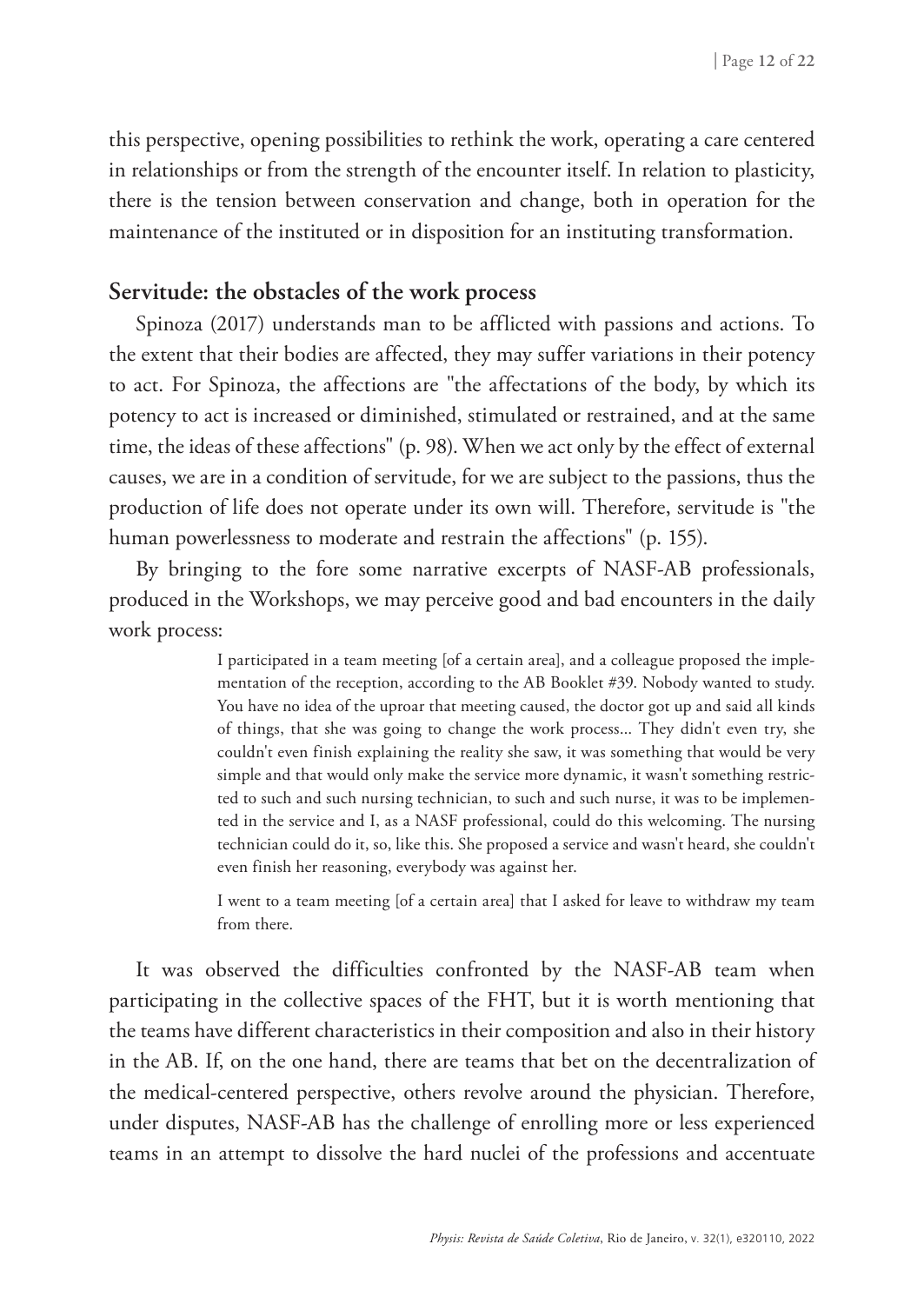this perspective, opening possibilities to rethink the work, operating a care centered in relationships or from the strength of the encounter itself. In relation to plasticity, there is the tension between conservation and change, both in operation for the maintenance of the instituted or in disposition for an instituting transformation.

## Servitude: the obstacles of the work process

Spinoza (2017) understands man to be afflicted with passions and actions. To the extent that their bodies are affected, they may suffer variations in their potency to act. For Spinoza, the affections are "the affectations of the body, by which its potency to act is increased or diminished, stimulated or restrained, and at the same time, the ideas of these affections" (p. 98). When we act only by the effect of external causes, we are in a condition of servitude, for we are subject to the passions, thus the production of life does not operate under its own will. Therefore, servitude is "the human powerlessness to moderate and restrain the affections" (p. 155).

By bringing to the fore some narrative excerpts of NASF-AB professionals, produced in the Workshops, we may perceive good and bad encounters in the daily work process:

> I participated in a team meeting [of a certain area], and a colleague proposed the implementation of the reception, according to the AB Booklet #39. Nobody wanted to study. You have no idea of the uproar that meeting caused, the doctor got up and said all kinds of things, that she was going to change the work process... They didn't even try, she couldn't even finish explaining the reality she saw, it was something that would be very simple and that would only make the service more dynamic, it wasn't something restricted to such and such nursing technician, to such and such nurse, it was to be implemented in the service and I, as a NASF professional, could do this welcoming. The nursing technician could do it, so, like this. She proposed a service and wasn't heard, she couldn't even finish her reasoning, everybody was against her.
>
> I went to a team meeting [of a certain area] that I asked for leave to withdraw my team from there.

It was observed the difficulties confronted by the NASF-AB team when participating in the collective spaces of the FHT, but it is worth mentioning that the teams have different characteristics in their composition and also in their history in the AB. If, on the one hand, there are teams that bet on the decentralization of the medical-centered perspective, others revolve around the physician. Therefore, under disputes, NASF-AB has the challenge of enrolling more or less experienced teams in an attempt to dissolve the hard nuclei of the professions and accentuate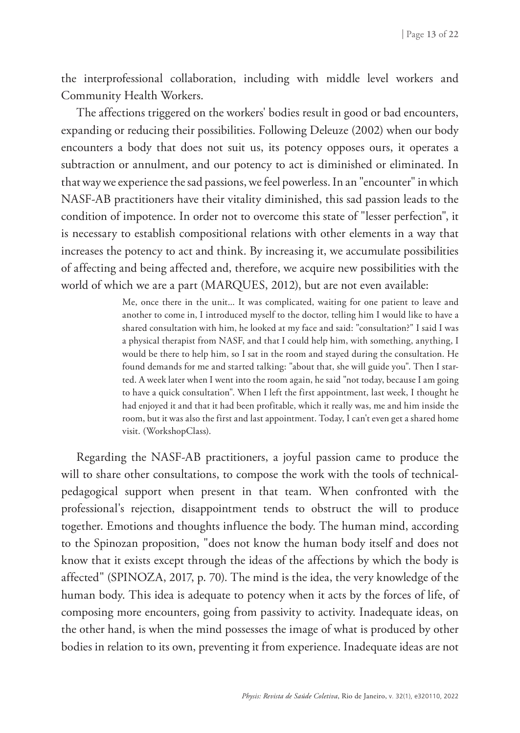the interprofessional collaboration, including with middle level workers and Community Health Workers.

The affections triggered on the workers' bodies result in good or bad encounters, expanding or reducing their possibilities. Following Deleuze (2002) when our body encounters a body that does not suit us, its potency opposes ours, it operates a subtraction or annulment, and our potency to act is diminished or eliminated. In that way we experience the sad passions, we feel powerless. In an "encounter" in which NASF-AB practitioners have their vitality diminished, this sad passion leads to the condition of impotence. In order not to overcome this state of "lesser perfection", it is necessary to establish compositional relations with other elements in a way that increases the potency to act and think. By increasing it, we accumulate possibilities of affecting and being affected and, therefore, we acquire new possibilities with the world of which we are a part (MARQUES, 2012), but are not even available:

> Me, once there in the unit... It was complicated, waiting for one patient to leave and another to come in, I introduced myself to the doctor, telling him I would like to have a shared consultation with him, he looked at my face and said: "consultation?" I said I was a physical therapist from NASF, and that I could help him, with something, anything, I would be there to help him, so I sat in the room and stayed during the consultation. He found demands for me and started talking: "about that, she will guide you". Then I started. A week later when I went into the room again, he said "not today, because I am going to have a quick consultation". When I left the first appointment, last week, I thought he had enjoyed it and that it had been profitable, which it really was, me and him inside the room, but it was also the first and last appointment. Today, I can't even get a shared home visit. (WorkshopClass).

Regarding the NASF-AB practitioners, a joyful passion came to produce the will to share other consultations, to compose the work with the tools of technical-pedagogical support when present in that team. When confronted with the professional's rejection, disappointment tends to obstruct the will to produce together. Emotions and thoughts influence the body. The human mind, according to the Spinozan proposition, "does not know the human body itself and does not know that it exists except through the ideas of the affections by which the body is affected" (SPINOZA, 2017, p. 70). The mind is the idea, the very knowledge of the human body. This idea is adequate to potency when it acts by the forces of life, of composing more encounters, going from passivity to activity. Inadequate ideas, on the other hand, is when the mind possesses the image of what is produced by other bodies in relation to its own, preventing it from experience. Inadequate ideas are not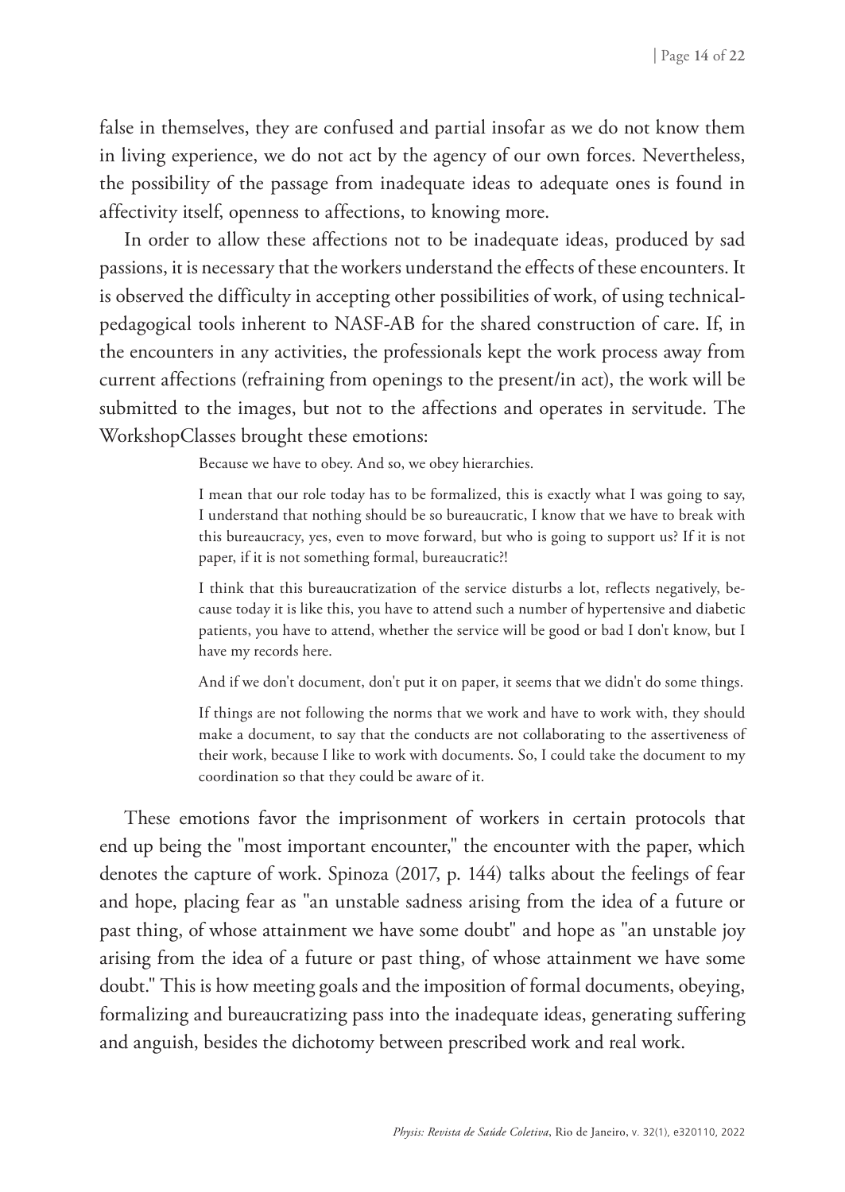false in themselves, they are confused and partial insofar as we do not know them in living experience, we do not act by the agency of our own forces. Nevertheless, the possibility of the passage from inadequate ideas to adequate ones is found in affectivity itself, openness to affections, to knowing more.

In order to allow these affections not to be inadequate ideas, produced by sad passions, it is necessary that the workers understand the effects of these encounters. It is observed the difficulty in accepting other possibilities of work, of using technical-pedagogical tools inherent to NASF-AB for the shared construction of care. If, in the encounters in any activities, the professionals kept the work process away from current affections (refraining from openings to the present/in act), the work will be submitted to the images, but not to the affections and operates in servitude. The WorkshopClasses brought these emotions:

> Because we have to obey. And so, we obey hierarchies.
>
> I mean that our role today has to be formalized, this is exactly what I was going to say, I understand that nothing should be so bureaucratic, I know that we have to break with this bureaucracy, yes, even to move forward, but who is going to support us? If it is not paper, if it is not something formal, bureaucratic?!
>
> I think that this bureaucratization of the service disturbs a lot, reflects negatively, because today it is like this, you have to attend such a number of hypertensive and diabetic patients, you have to attend, whether the service will be good or bad I don't know, but I have my records here.
>
> And if we don't document, don't put it on paper, it seems that we didn't do some things.
>
> If things are not following the norms that we work and have to work with, they should make a document, to say that the conducts are not collaborating to the assertiveness of their work, because I like to work with documents. So, I could take the document to my coordination so that they could be aware of it.

These emotions favor the imprisonment of workers in certain protocols that end up being the "most important encounter," the encounter with the paper, which denotes the capture of work. Spinoza (2017, p. 144) talks about the feelings of fear and hope, placing fear as "an unstable sadness arising from the idea of a future or past thing, of whose attainment we have some doubt" and hope as "an unstable joy arising from the idea of a future or past thing, of whose attainment we have some doubt." This is how meeting goals and the imposition of formal documents, obeying, formalizing and bureaucratizing pass into the inadequate ideas, generating suffering and anguish, besides the dichotomy between prescribed work and real work.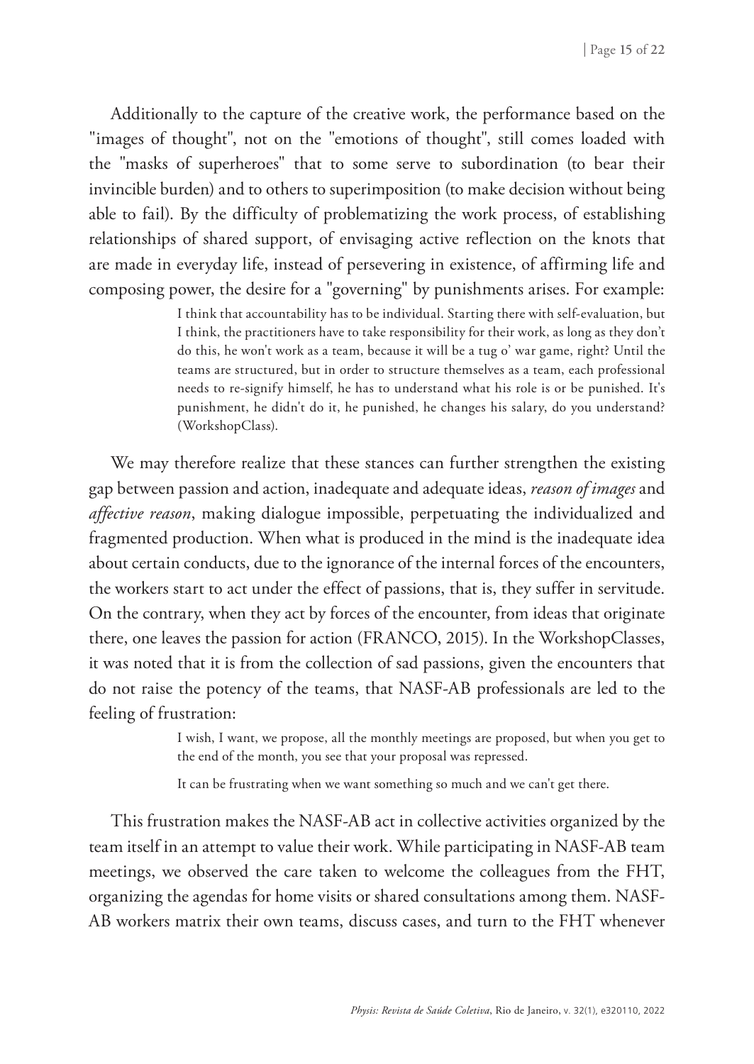Additionally to the capture of the creative work, the performance based on the "images of thought", not on the "emotions of thought", still comes loaded with the "masks of superheroes" that to some serve to subordination (to bear their invincible burden) and to others to superimposition (to make decision without being able to fail). By the difficulty of problematizing the work process, of establishing relationships of shared support, of envisaging active reflection on the knots that are made in everyday life, instead of persevering in existence, of affirming life and composing power, the desire for a "governing" by punishments arises. For example:

> I think that accountability has to be individual. Starting there with self-evaluation, but I think, the practitioners have to take responsibility for their work, as long as they don't do this, he won't work as a team, because it will be a tug o' war game, right? Until the teams are structured, but in order to structure themselves as a team, each professional needs to re-signify himself, he has to understand what his role is or be punished. It's punishment, he didn't do it, he punished, he changes his salary, do you understand? (WorkshopClass).

We may therefore realize that these stances can further strengthen the existing gap between passion and action, inadequate and adequate ideas, *reason of images* and *affective reason*, making dialogue impossible, perpetuating the individualized and fragmented production. When what is produced in the mind is the inadequate idea about certain conducts, due to the ignorance of the internal forces of the encounters, the workers start to act under the effect of passions, that is, they suffer in servitude. On the contrary, when they act by forces of the encounter, from ideas that originate there, one leaves the passion for action (FRANCO, 2015). In the WorkshopClasses, it was noted that it is from the collection of sad passions, given the encounters that do not raise the potency of the teams, that NASF-AB professionals are led to the feeling of frustration:

> I wish, I want, we propose, all the monthly meetings are proposed, but when you get to the end of the month, you see that your proposal was repressed.
>
> It can be frustrating when we want something so much and we can't get there.

This frustration makes the NASF-AB act in collective activities organized by the team itself in an attempt to value their work. While participating in NASF-AB team meetings, we observed the care taken to welcome the colleagues from the FHT, organizing the agendas for home visits or shared consultations among them. NASF-AB workers matrix their own teams, discuss cases, and turn to the FHT whenever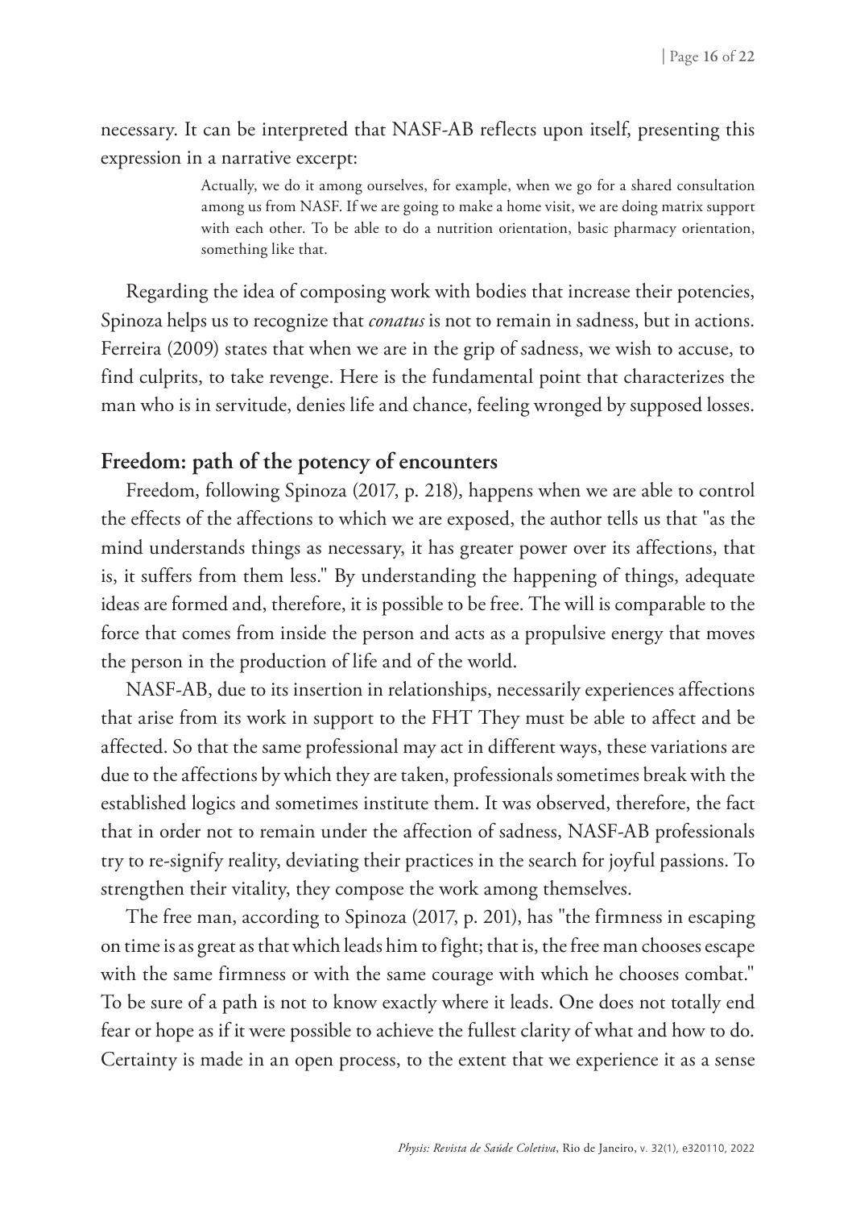necessary. It can be interpreted that NASF-AB reflects upon itself, presenting this expression in a narrative excerpt:

> Actually, we do it among ourselves, for example, when we go for a shared consultation among us from NASF. If we are going to make a home visit, we are doing matrix support with each other. To be able to do a nutrition orientation, basic pharmacy orientation, something like that.

Regarding the idea of composing work with bodies that increase their potencies, Spinoza helps us to recognize that *conatus* is not to remain in sadness, but in actions. Ferreira (2009) states that when we are in the grip of sadness, we wish to accuse, to find culprits, to take revenge. Here is the fundamental point that characterizes the man who is in servitude, denies life and chance, feeling wronged by supposed losses.

## Freedom: path of the potency of encounters

Freedom, following Spinoza (2017, p. 218), happens when we are able to control the effects of the affections to which we are exposed, the author tells us that "as the mind understands things as necessary, it has greater power over its affections, that is, it suffers from them less." By understanding the happening of things, adequate ideas are formed and, therefore, it is possible to be free. The will is comparable to the force that comes from inside the person and acts as a propulsive energy that moves the person in the production of life and of the world.

NASF-AB, due to its insertion in relationships, necessarily experiences affections that arise from its work in support to the FHT They must be able to affect and be affected. So that the same professional may act in different ways, these variations are due to the affections by which they are taken, professionals sometimes break with the established logics and sometimes institute them. It was observed, therefore, the fact that in order not to remain under the affection of sadness, NASF-AB professionals try to re-signify reality, deviating their practices in the search for joyful passions. To strengthen their vitality, they compose the work among themselves.

The free man, according to Spinoza (2017, p. 201), has "the firmness in escaping on time is as great as that which leads him to fight; that is, the free man chooses escape with the same firmness or with the same courage with which he chooses combat." To be sure of a path is not to know exactly where it leads. One does not totally end fear or hope as if it were possible to achieve the fullest clarity of what and how to do. Certainty is made in an open process, to the extent that we experience it as a sense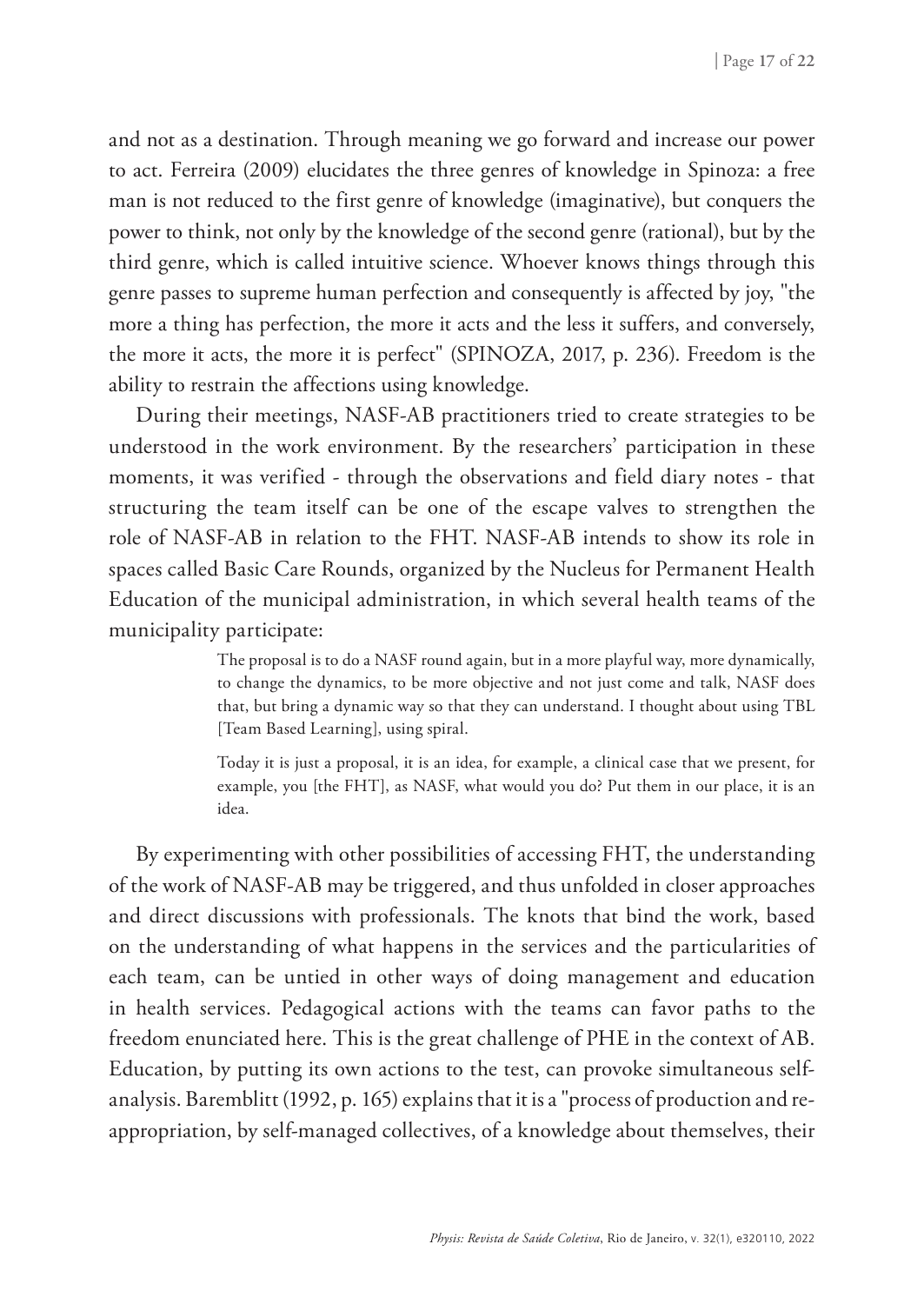and not as a destination. Through meaning we go forward and increase our power to act. Ferreira (2009) elucidates the three genres of knowledge in Spinoza: a free man is not reduced to the first genre of knowledge (imaginative), but conquers the power to think, not only by the knowledge of the second genre (rational), but by the third genre, which is called intuitive science. Whoever knows things through this genre passes to supreme human perfection and consequently is affected by joy, "the more a thing has perfection, the more it acts and the less it suffers, and conversely, the more it acts, the more it is perfect" (SPINOZA, 2017, p. 236). Freedom is the ability to restrain the affections using knowledge.

During their meetings, NASF-AB practitioners tried to create strategies to be understood in the work environment. By the researchers' participation in these moments, it was verified - through the observations and field diary notes - that structuring the team itself can be one of the escape valves to strengthen the role of NASF-AB in relation to the FHT. NASF-AB intends to show its role in spaces called Basic Care Rounds, organized by the Nucleus for Permanent Health Education of the municipal administration, in which several health teams of the municipality participate:

> The proposal is to do a NASF round again, but in a more playful way, more dynamically, to change the dynamics, to be more objective and not just come and talk, NASF does that, but bring a dynamic way so that they can understand. I thought about using TBL [Team Based Learning], using spiral.
>
> Today it is just a proposal, it is an idea, for example, a clinical case that we present, for example, you [the FHT], as NASF, what would you do? Put them in our place, it is an idea.

By experimenting with other possibilities of accessing FHT, the understanding of the work of NASF-AB may be triggered, and thus unfolded in closer approaches and direct discussions with professionals. The knots that bind the work, based on the understanding of what happens in the services and the particularities of each team, can be untied in other ways of doing management and education in health services. Pedagogical actions with the teams can favor paths to the freedom enunciated here. This is the great challenge of PHE in the context of AB. Education, by putting its own actions to the test, can provoke simultaneous self-analysis. Baremblitt (1992, p. 165) explains that it is a "process of production and re-appropriation, by self-managed collectives, of a knowledge about themselves, their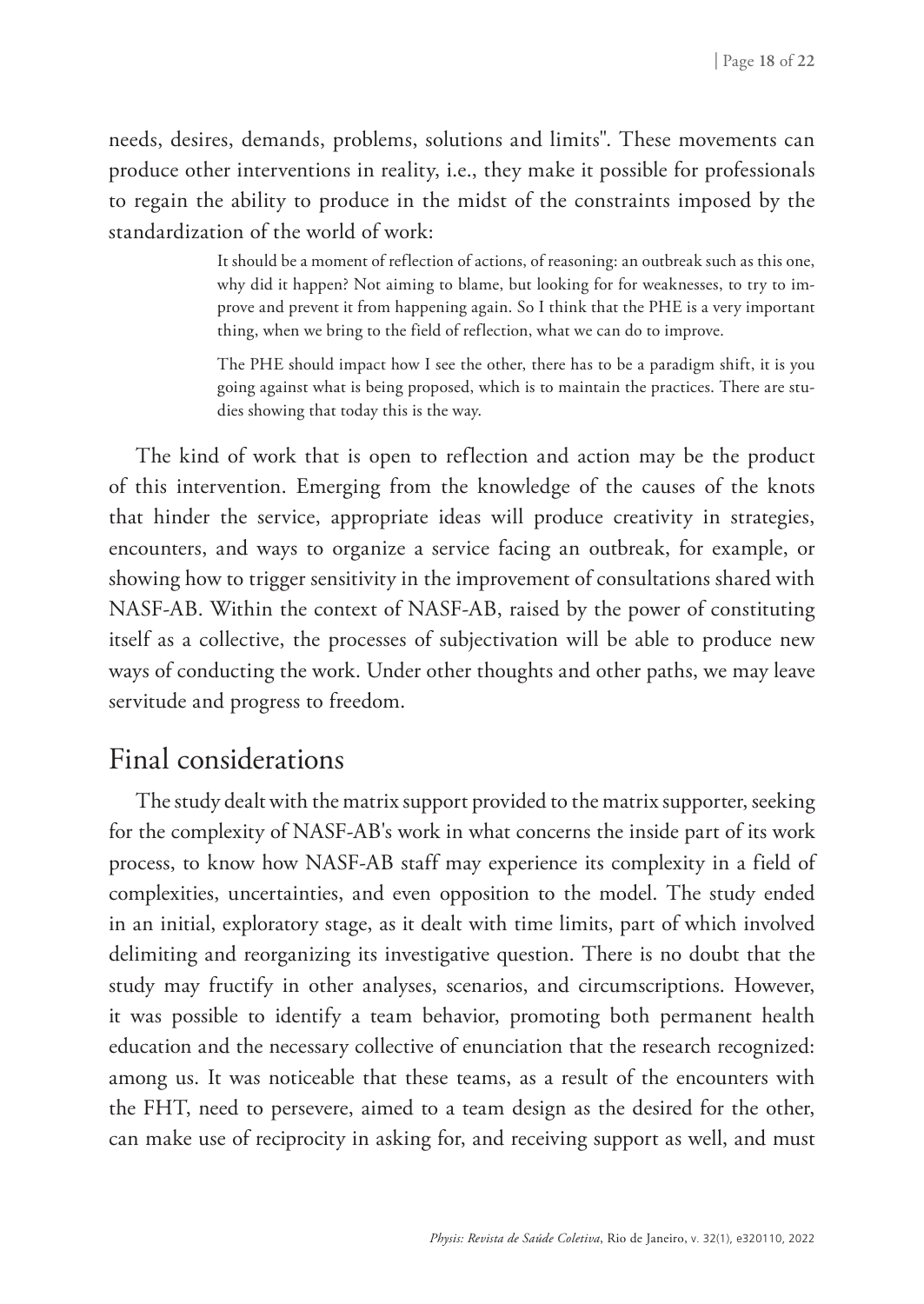needs, desires, demands, problems, solutions and limits". These movements can produce other interventions in reality, i.e., they make it possible for professionals to regain the ability to produce in the midst of the constraints imposed by the standardization of the world of work:

> It should be a moment of reflection of actions, of reasoning: an outbreak such as this one, why did it happen? Not aiming to blame, but looking for for weaknesses, to try to improve and prevent it from happening again. So I think that the PHE is a very important thing, when we bring to the field of reflection, what we can do to improve.
>
> The PHE should impact how I see the other, there has to be a paradigm shift, it is you going against what is being proposed, which is to maintain the practices. There are studies showing that today this is the way.

The kind of work that is open to reflection and action may be the product of this intervention. Emerging from the knowledge of the causes of the knots that hinder the service, appropriate ideas will produce creativity in strategies, encounters, and ways to organize a service facing an outbreak, for example, or showing how to trigger sensitivity in the improvement of consultations shared with NASF-AB. Within the context of NASF-AB, raised by the power of constituting itself as a collective, the processes of subjectivation will be able to produce new ways of conducting the work. Under other thoughts and other paths, we may leave servitude and progress to freedom.

## Final considerations

The study dealt with the matrix support provided to the matrix supporter, seeking for the complexity of NASF-AB's work in what concerns the inside part of its work process, to know how NASF-AB staff may experience its complexity in a field of complexities, uncertainties, and even opposition to the model. The study ended in an initial, exploratory stage, as it dealt with time limits, part of which involved delimiting and reorganizing its investigative question. There is no doubt that the study may fructify in other analyses, scenarios, and circumscriptions. However, it was possible to identify a team behavior, promoting both permanent health education and the necessary collective of enunciation that the research recognized: among us. It was noticeable that these teams, as a result of the encounters with the FHT, need to persevere, aimed to a team design as the desired for the other, can make use of reciprocity in asking for, and receiving support as well, and must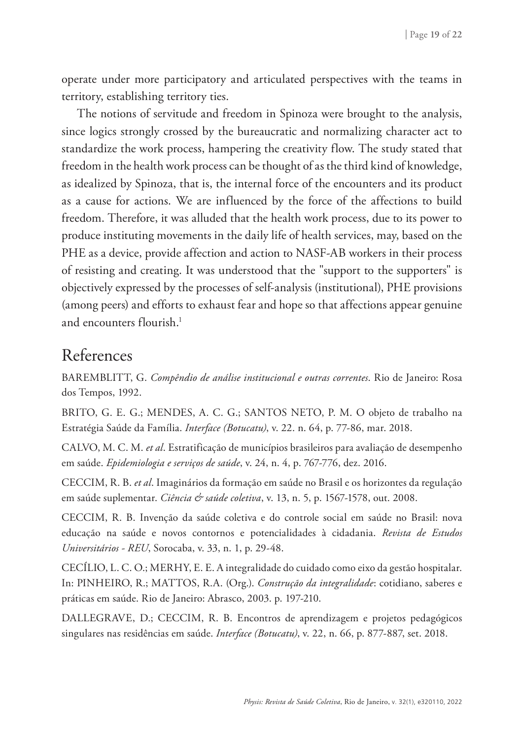operate under more participatory and articulated perspectives with the teams in territory, establishing territory ties.

The notions of servitude and freedom in Spinoza were brought to the analysis, since logics strongly crossed by the bureaucratic and normalizing character act to standardize the work process, hampering the creativity flow. The study stated that freedom in the health work process can be thought of as the third kind of knowledge, as idealized by Spinoza, that is, the internal force of the encounters and its product as a cause for actions. We are influenced by the force of the affections to build freedom. Therefore, it was alluded that the health work process, due to its power to produce instituting movements in the daily life of health services, may, based on the PHE as a device, provide affection and action to NASF-AB workers in their process of resisting and creating. It was understood that the "support to the supporters" is objectively expressed by the processes of self-analysis (institutional), PHE provisions (among peers) and efforts to exhaust fear and hope so that affections appear genuine and encounters flourish.[1]

## References

BAREMBLITT, G. *Compêndio de análise institucional e outras correntes*. Rio de Janeiro: Rosa dos Tempos, 1992.

BRITO, G. E. G.; MENDES, A. C. G.; SANTOS NETO, P. M. O objeto de trabalho na Estratégia Saúde da Família. *Interface (Botucatu)*, v. 22. n. 64, p. 77-86, mar. 2018.

CALVO, M. C. M. *et al*. Estratificação de municípios brasileiros para avaliação de desempenho em saúde. *Epidemiologia e serviços de saúde*, v. 24, n. 4, p. 767-776, dez. 2016.

CECCIM, R. B. *et al*. Imaginários da formação em saúde no Brasil e os horizontes da regulação em saúde suplementar. *Ciência & saúde coletiva*, v. 13, n. 5, p. 1567-1578, out. 2008.

CECCIM, R. B. Invenção da saúde coletiva e do controle social em saúde no Brasil: nova educação na saúde e novos contornos e potencialidades à cidadania. *Revista de Estudos Universitários - REU*, Sorocaba, v. 33, n. 1, p. 29-48.

CECÍLIO, L. C. O.; MERHY, E. E. A integralidade do cuidado como eixo da gestão hospitalar. In: PINHEIRO, R.; MATTOS, R.A. (Org.). *Construção da integralidade*: cotidiano, saberes e práticas em saúde. Rio de Janeiro: Abrasco, 2003. p. 197-210.

DALLEGRAVE, D.; CECCIM, R. B. Encontros de aprendizagem e projetos pedagógicos singulares nas residências em saúde. *Interface (Botucatu)*, v. 22, n. 66, p. 877-887, set. 2018.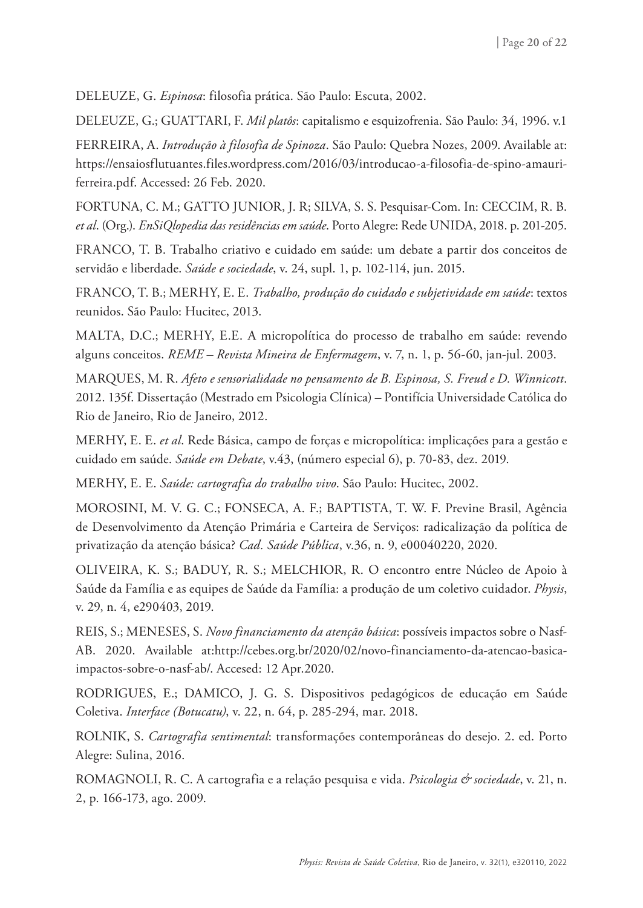DELEUZE, G. *Espinosa*: filosofia prática. São Paulo: Escuta, 2002.

DELEUZE, G.; GUATTARI, F. *Mil platôs*: capitalismo e esquizofrenia. São Paulo: 34, 1996. v.1

FERREIRA, A. *Introdução à filosofia de Spinoza*. São Paulo: Quebra Nozes, 2009. Available at: https://ensaiosflutuantes.files.wordpress.com/2016/03/introducao-a-filosofia-de-spino-amauri-ferreira.pdf. Accessed: 26 Feb. 2020.

FORTUNA, C. M.; GATTO JUNIOR, J. R; SILVA, S. S. Pesquisar-Com. In: CECCIM, R. B. *et al*. (Org.). *EnSiQlopedia das residências em saúde*. Porto Alegre: Rede UNIDA, 2018. p. 201-205.

FRANCO, T. B. Trabalho criativo e cuidado em saúde: um debate a partir dos conceitos de servidão e liberdade. *Saúde e sociedade*, v. 24, supl. 1, p. 102-114, jun. 2015.

FRANCO, T. B.; MERHY, E. E. *Trabalho, produção do cuidado e subjetividade em saúde*: textos reunidos. São Paulo: Hucitec, 2013.

MALTA, D.C.; MERHY, E.E. A micropolítica do processo de trabalho em saúde: revendo alguns conceitos. *REME – Revista Mineira de Enfermagem*, v. 7, n. 1, p. 56-60, jan-jul. 2003.

MARQUES, M. R. *Afeto e sensorialidade no pensamento de B. Espinosa, S. Freud e D. Winnicott*. 2012. 135f. Dissertação (Mestrado em Psicologia Clínica) – Pontifícia Universidade Católica do Rio de Janeiro, Rio de Janeiro, 2012.

MERHY, E. E. *et al*. Rede Básica, campo de forças e micropolítica: implicações para a gestão e cuidado em saúde. *Saúde em Debate*, v.43, (número especial 6), p. 70-83, dez. 2019.

MERHY, E. E. *Saúde: cartografia do trabalho vivo*. São Paulo: Hucitec, 2002.

MOROSINI, M. V. G. C.; FONSECA, A. F.; BAPTISTA, T. W. F. Previne Brasil, Agência de Desenvolvimento da Atenção Primária e Carteira de Serviços: radicalização da política de privatização da atenção básica? *Cad. Saúde Pública*, v.36, n. 9, e00040220, 2020.

OLIVEIRA, K. S.; BADUY, R. S.; MELCHIOR, R. O encontro entre Núcleo de Apoio à Saúde da Família e as equipes de Saúde da Família: a produção de um coletivo cuidador. *Physis*, v. 29, n. 4, e290403, 2019.

REIS, S.; MENESES, S. *Novo financiamento da atenção básica*: possíveis impactos sobre o Nasf-AB. 2020. Available at:http://cebes.org.br/2020/02/novo-financiamento-da-atencao-basica-impactos-sobre-o-nasf-ab/. Accesed: 12 Apr.2020.

RODRIGUES, E.; DAMICO, J. G. S. Dispositivos pedagógicos de educação em Saúde Coletiva. *Interface (Botucatu)*, v. 22, n. 64, p. 285-294, mar. 2018.

ROLNIK, S. *Cartografia sentimental*: transformações contemporâneas do desejo. 2. ed. Porto Alegre: Sulina, 2016.

ROMAGNOLI, R. C. A cartografia e a relação pesquisa e vida. *Psicologia & sociedade*, v. 21, n. 2, p. 166-173, ago. 2009.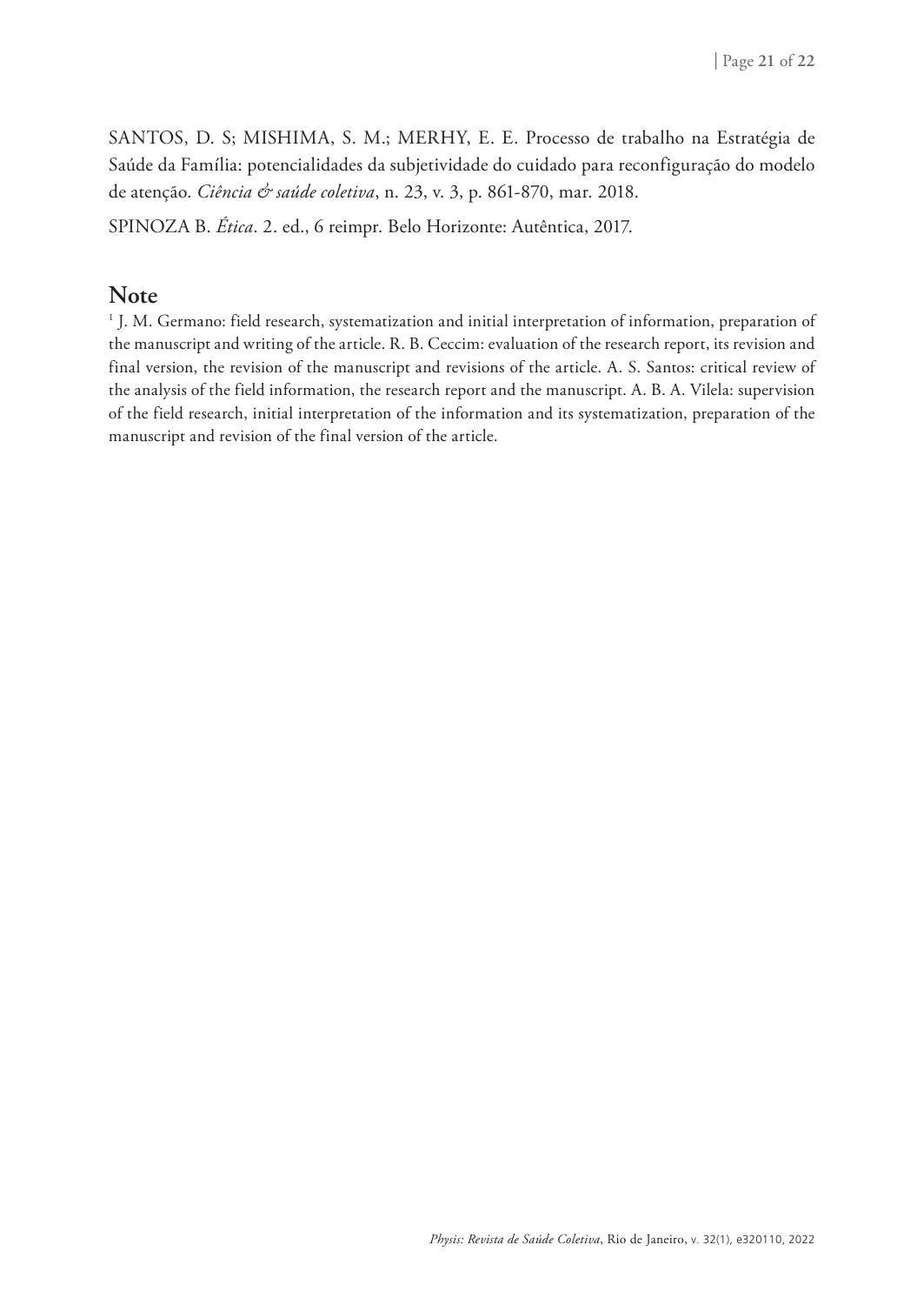SANTOS, D. S; MISHIMA, S. M.; MERHY, E. E. Processo de trabalho na Estratégia de Saúde da Família: potencialidades da subjetividade do cuidado para reconfiguração do modelo de atenção. *Ciência & saúde coletiva*, n. 23, v. 3, p. 861-870, mar. 2018.

SPINOZA B. *Ética*. 2. ed., 6 reimpr. Belo Horizonte: Autêntica, 2017.

## Note

[1] J. M. Germano: field research, systematization and initial interpretation of information, preparation of the manuscript and writing of the article. R. B. Ceccim: evaluation of the research report, its revision and final version, the revision of the manuscript and revisions of the article. A. S. Santos: critical review of the analysis of the field information, the research report and the manuscript. A. B. A. Vilela: supervision of the field research, initial interpretation of the information and its systematization, preparation of the manuscript and revision of the final version of the article.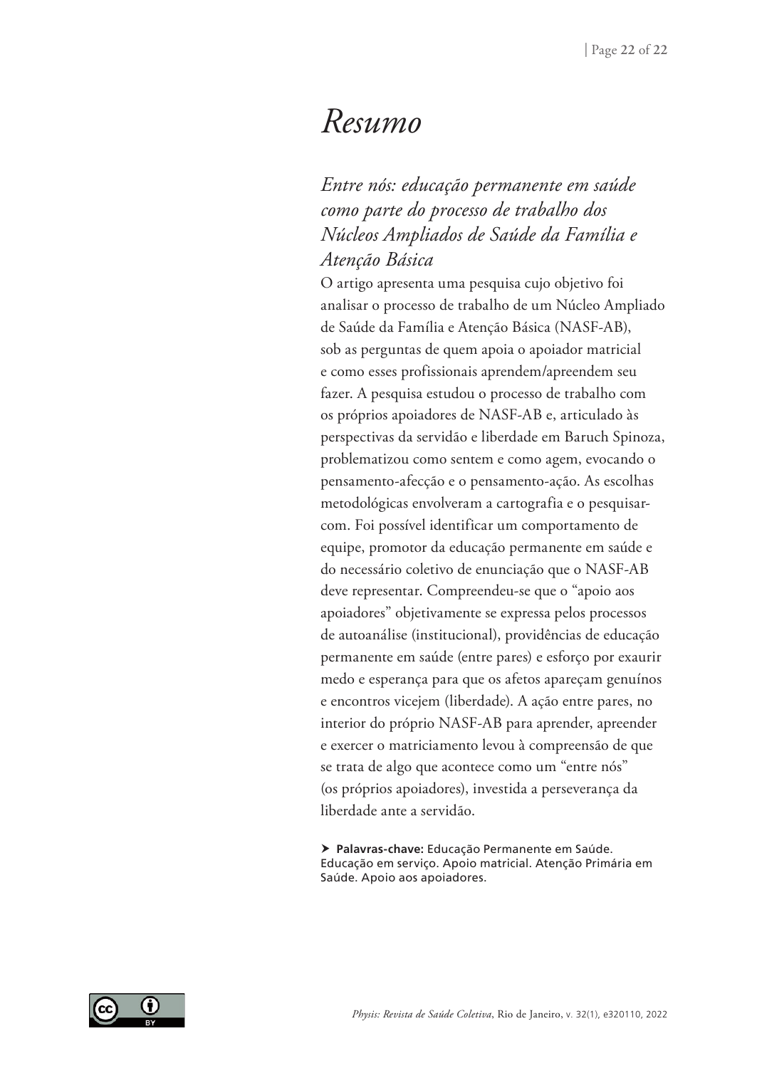# Resumo

*Entre nós: educação permanente em saúde como parte do processo de trabalho dos Núcleos Ampliados de Saúde da Família e Atenção Básica*

O artigo apresenta uma pesquisa cujo objetivo foi analisar o processo de trabalho de um Núcleo Ampliado de Saúde da Família e Atenção Básica (NASF-AB), sob as perguntas de quem apoia o apoiador matricial e como esses profissionais aprendem/apreendem seu fazer. A pesquisa estudou o processo de trabalho com os próprios apoiadores de NASF-AB e, articulado às perspectivas da servidão e liberdade em Baruch Spinoza, problematizou como sentem e como agem, evocando o pensamento-afecção e o pensamento-ação. As escolhas metodológicas envolveram a cartografia e o pesquisar-com. Foi possível identificar um comportamento de equipe, promotor da educação permanente em saúde e do necessário coletivo de enunciação que o NASF-AB deve representar. Compreendeu-se que o "apoio aos apoiadores" objetivamente se expressa pelos processos de autoanálise (institucional), providências de educação permanente em saúde (entre pares) e esforço por exaurir medo e esperança para que os afetos apareçam genuínos e encontros vicejem (liberdade). A ação entre pares, no interior do próprio NASF-AB para aprender, apreender e exercer o matriciamento levou à compreensão de que se trata de algo que acontece como um "entre nós" (os próprios apoiadores), investida a perseverança da liberdade ante a servidão.

➤ **Palavras-chave:** Educação Permanente em Saúde. Educação em serviço. Apoio matricial. Atenção Primária em Saúde. Apoio aos apoiadores.